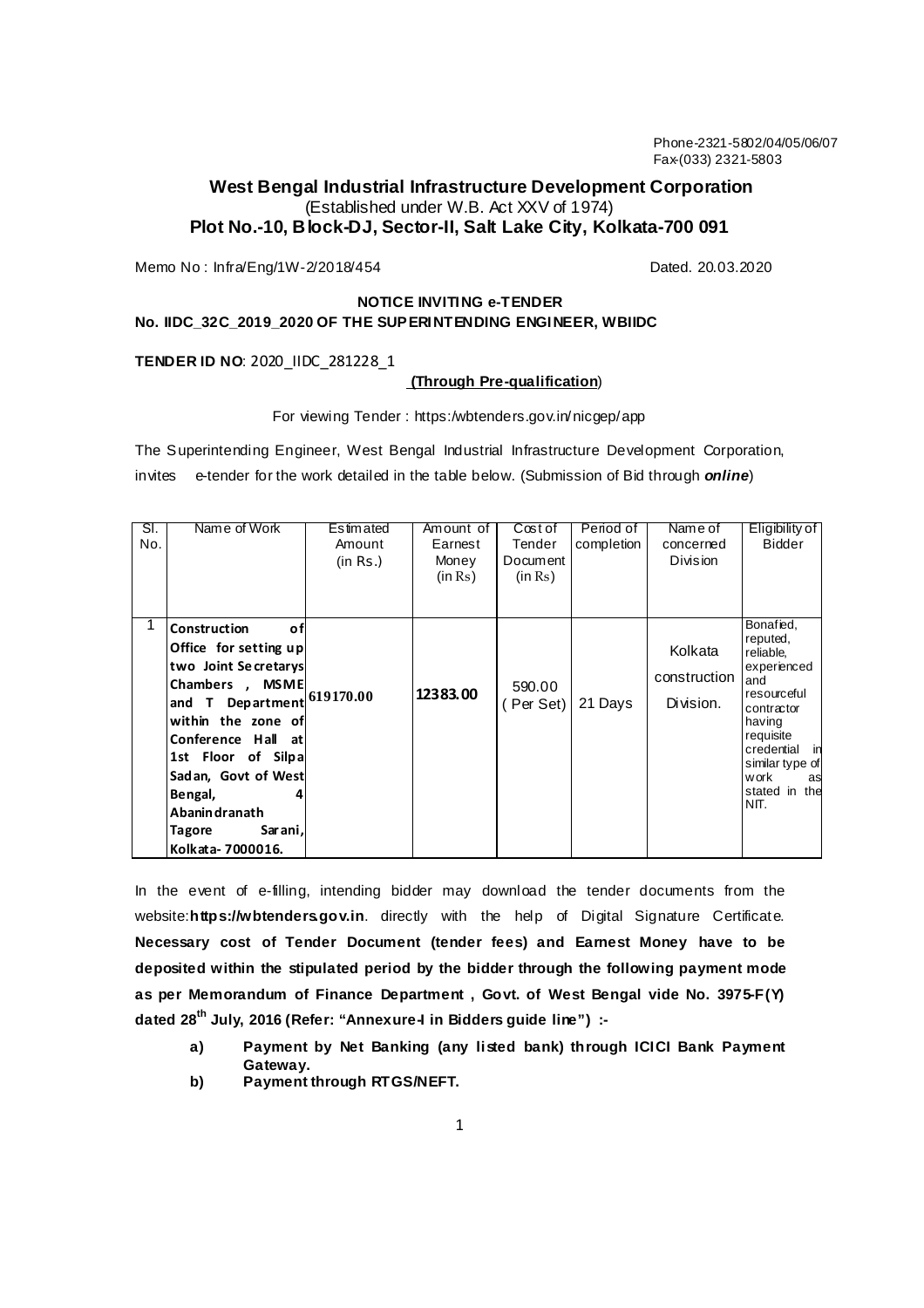Phone-2321-5802/04/05/06/07
Fax-(033) 2321-5803

## West Bengal Industrial Infrastructure Development Corporation

(Established under W.B. Act XXV of 1974)

**Plot No.-10, Block-DJ, Sector-II, Salt Lake City, Kolkata-700 091**

Memo No : Infra/Eng/1W-2/2018/454 Dated. 20.03.2020

**NOTICE INVITING e-TENDER**

**No. IIDC_32C_2019_2020 OF THE SUPERINTENDING ENGINEER, WBIIDC**

**TENDER ID NO**: 2020_IIDC_281228_1

**(Through Pre-qualification)**

For viewing Tender : https:/wbtenders.gov.in/nicgep/app

The Superintending Engineer, West Bengal Industrial Infrastructure Development Corporation, invites e-tender for the work detailed in the table below. (Submission of Bid through ***online***)

| Sl. No. | Name of Work | Estimated Amount (in Rs.) | Amount of Earnest Money (in Rs) | Cost of Tender Document (in Rs) | Period of completion | Name of concerned Division | Eligibility of Bidder |
|---|---|---|---|---|---|---|---|
| 1 | **Construction of Office for setting up two Joint Secretarys Chambers , MSME and T Department within the zone of Conference Hall at 1st Floor of Silpa Sadan, Govt of West Bengal, 4 Abanindranath Tagore Sarani, Kolkata- 7000016.** | **619170.00** | **12383.00** | 590.00 ( Per Set) | 21 Days | Kolkata construction Division. | Bonafied, reputed, reliable, experienced and resourceful contractor having requisite credential in similar type of work as stated in the NIT. |

In the event of e-filling, intending bidder may download the tender documents from the website:**https://wbtenders.gov.in**. directly with the help of Digital Signature Certificate. **Necessary cost of Tender Document (tender fees) and Earnest Money have to be deposited within the stipulated period by the bidder through the following payment mode as per Memorandum of Finance Department , Govt. of West Bengal vide No. 3975-F(Y) dated 28th July, 2016 (Refer: "Annexure-I in Bidders guide line") :-**

- **a) Payment by Net Banking (any listed bank) through ICICI Bank Payment Gateway.**
- **b) Payment through RTGS/NEFT.**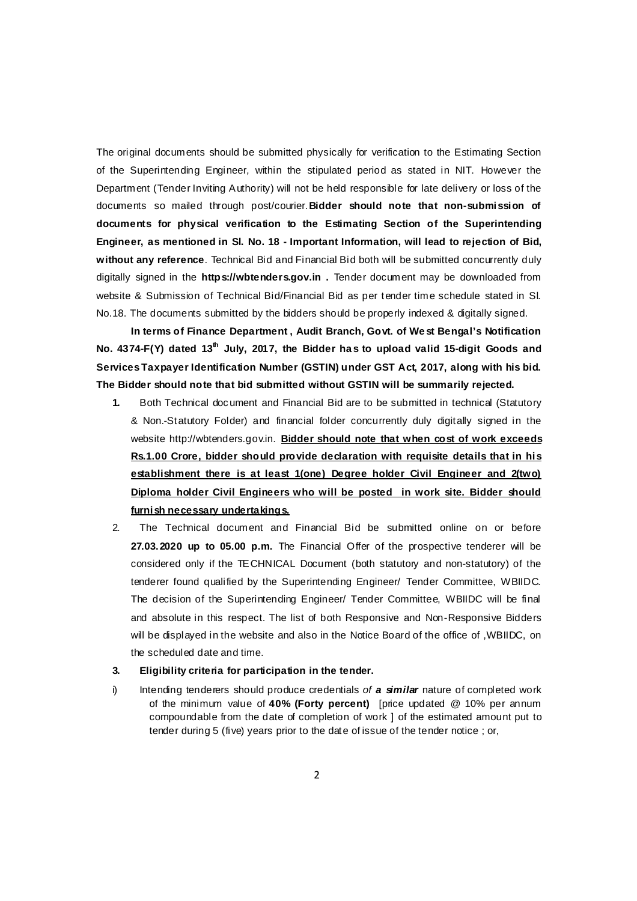The original documents should be submitted physically for verification to the Estimating Section of the Superintending Engineer, within the stipulated period as stated in NIT. However the Department (Tender Inviting Authority) will not be held responsible for late delivery or loss of the documents so mailed through post/courier. **Bidder should note that non-submission of documents for physical verification to the Estimating Section of the Superintending Engineer, as mentioned in Sl. No. 18 - Important Information, will lead to rejection of Bid, without any reference**. Technical Bid and Financial Bid both will be submitted concurrently duly digitally signed in the **https://wbtenders.gov.in .** Tender document may be downloaded from website & Submission of Technical Bid/Financial Bid as per tender time schedule stated in Sl. No.18. The documents submitted by the bidders should be properly indexed & digitally signed.

**In terms of Finance Department , Audit Branch, Govt. of West Bengal's Notification No. 4374-F(Y) dated 13th July, 2017, the Bidder has to upload valid 15-digit Goods and Services Taxpayer Identification Number (GSTIN) under GST Act, 2017, along with his bid. The Bidder should note that bid submitted without GSTIN will be summarily rejected.**

1. Both Technical document and Financial Bid are to be submitted in technical (Statutory & Non.-Statutory Folder) and financial folder concurrently duly digitally signed in the website http://wbtenders.gov.in. **<u>Bidder should note that when cost of work exceeds Rs.1.00 Crore, bidder should provide declaration with requisite details that in his establishment there is at least 1(one) Degree holder Civil Engineer and 2(two) Diploma holder Civil Engineers who will be posted in work site. Bidder should furnish necessary undertakings.</u>**
2. The Technical document and Financial Bid be submitted online on or before **27.03.2020 up to 05.00 p.m.** The Financial Offer of the prospective tenderer will be considered only if the TECHNICAL Document (both statutory and non-statutory) of the tenderer found qualified by the Superintending Engineer/ Tender Committee, WBIIDC. The decision of the Superintending Engineer/ Tender Committee, WBIIDC will be final and absolute in this respect. The list of both Responsive and Non-Responsive Bidders will be displayed in the website and also in the Notice Board of the office of ,WBIIDC, on the scheduled date and time.
3. **Eligibility criteria for participation in the tender.**

i) Intending tenderers should produce credentials *of **a similar*** nature of completed work of the minimum value of **40% (Forty percent)** [price updated @ 10% per annum compoundable from the date of completion of work ] of the estimated amount put to tender during 5 (five) years prior to the date of issue of the tender notice ; or,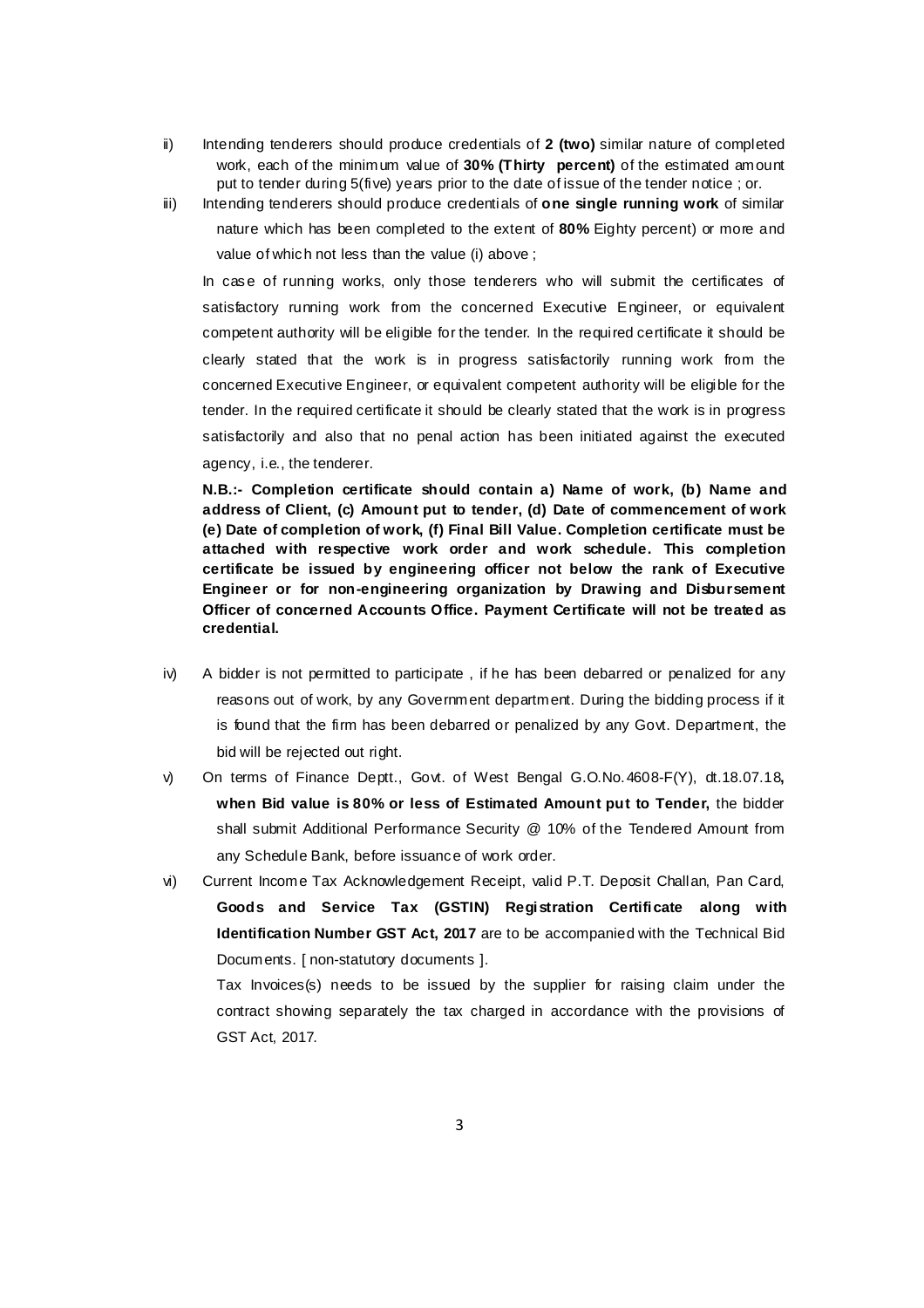ii) Intending tenderers should produce credentials of **2 (two)** similar nature of completed work, each of the minimum value of **30% (Thirty percent)** of the estimated amount put to tender during 5(five) years prior to the date of issue of the tender notice ; or.

iii) Intending tenderers should produce credentials of **one single running work** of similar nature which has been completed to the extent of **80%** Eighty percent) or more and value of which not less than the value (i) above ;

In case of running works, only those tenderers who will submit the certificates of satisfactory running work from the concerned Executive Engineer, or equivalent competent authority will be eligible for the tender. In the required certificate it should be clearly stated that the work is in progress satisfactorily running work from the concerned Executive Engineer, or equivalent competent authority will be eligible for the tender. In the required certificate it should be clearly stated that the work is in progress satisfactorily and also that no penal action has been initiated against the executed agency, i.e., the tenderer.

**N.B.:- Completion certificate should contain a) Name of work, (b) Name and address of Client, (c) Amount put to tender, (d) Date of commencement of work (e) Date of completion of work, (f) Final Bill Value. Completion certificate must be attached with respective work order and work schedule. This completion certificate be issued by engineering officer not below the rank of Executive Engineer or for non-engineering organization by Drawing and Disbursement Officer of concerned Accounts Office. Payment Certificate will not be treated as credential.**

iv) A bidder is not permitted to participate , if he has been debarred or penalized for any reasons out of work, by any Government department. During the bidding process if it is found that the firm has been debarred or penalized by any Govt. Department, the bid will be rejected out right.

v) On terms of Finance Deptt., Govt. of West Bengal G.O.No.4608-F(Y), dt.18.07.18**, when Bid value is 80% or less of Estimated Amount put to Tender,** the bidder shall submit Additional Performance Security @ 10% of the Tendered Amount from any Schedule Bank, before issuance of work order.

vi) Current Income Tax Acknowledgement Receipt, valid P.T. Deposit Challan, Pan Card, **Goods and Service Tax (GSTIN) Registration Certificate along with Identification Number GST Act, 2017** are to be accompanied with the Technical Bid Documents. [ non-statutory documents ].

Tax Invoices(s) needs to be issued by the supplier for raising claim under the contract showing separately the tax charged in accordance with the provisions of GST Act, 2017.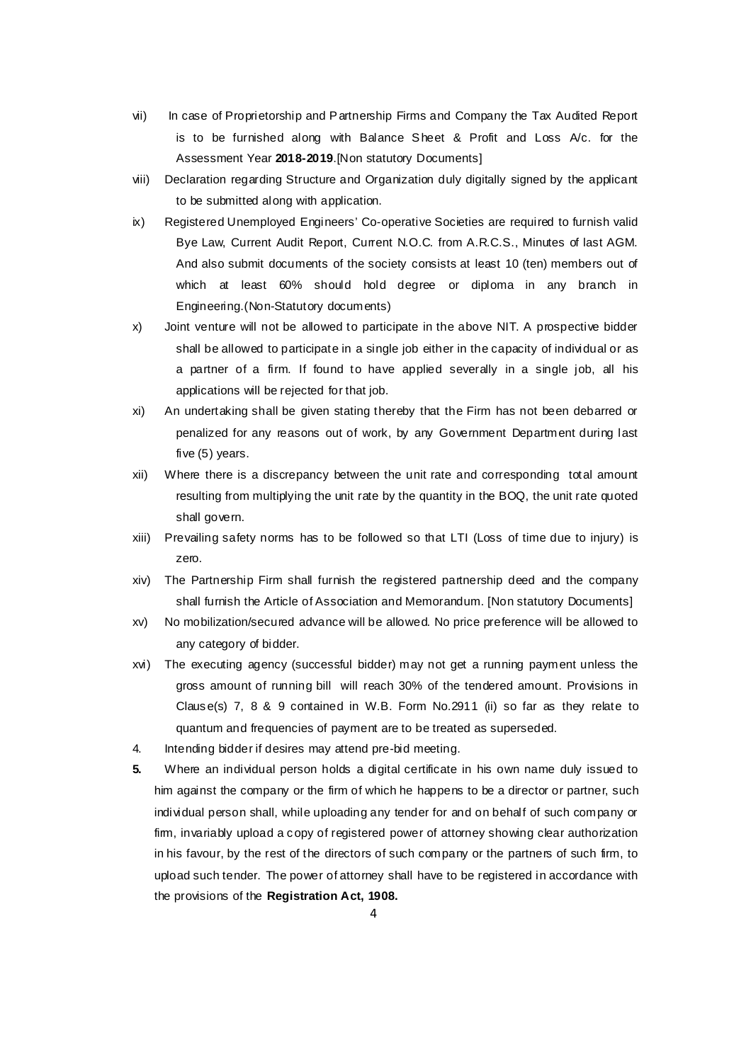vii) In case of Proprietorship and Partnership Firms and Company the Tax Audited Report is to be furnished along with Balance Sheet & Profit and Loss A/c. for the Assessment Year **2018-2019**.[Non statutory Documents]

viii) Declaration regarding Structure and Organization duly digitally signed by the applicant to be submitted along with application.

ix) Registered Unemployed Engineers' Co-operative Societies are required to furnish valid Bye Law, Current Audit Report, Current N.O.C. from A.R.C.S., Minutes of last AGM. And also submit documents of the society consists at least 10 (ten) members out of which at least 60% should hold degree or diploma in any branch in Engineering.(Non-Statutory documents)

x) Joint venture will not be allowed to participate in the above NIT. A prospective bidder shall be allowed to participate in a single job either in the capacity of individual or as a partner of a firm. If found to have applied severally in a single job, all his applications will be rejected for that job.

xi) An undertaking shall be given stating thereby that the Firm has not been debarred or penalized for any reasons out of work, by any Government Department during last five (5) years.

xii) Where there is a discrepancy between the unit rate and corresponding total amount resulting from multiplying the unit rate by the quantity in the BOQ, the unit rate quoted shall govern.

xiii) Prevailing safety norms has to be followed so that LTI (Loss of time due to injury) is zero.

xiv) The Partnership Firm shall furnish the registered partnership deed and the company shall furnish the Article of Association and Memorandum. [Non statutory Documents]

xv) No mobilization/secured advance will be allowed. No price preference will be allowed to any category of bidder.

xvi) The executing agency (successful bidder) may not get a running payment unless the gross amount of running bill will reach 30% of the tendered amount. Provisions in Clause(s) 7, 8 & 9 contained in W.B. Form No.2911 (ii) so far as they relate to quantum and frequencies of payment are to be treated as superseded.

4. Intending bidder if desires may attend pre-bid meeting.

**5.** Where an individual person holds a digital certificate in his own name duly issued to him against the company or the firm of which he happens to be a director or partner, such individual person shall, while uploading any tender for and on behalf of such company or firm, invariably upload a copy of registered power of attorney showing clear authorization in his favour, by the rest of the directors of such company or the partners of such firm, to upload such tender. The power of attorney shall have to be registered in accordance with the provisions of the **Registration Act, 1908.**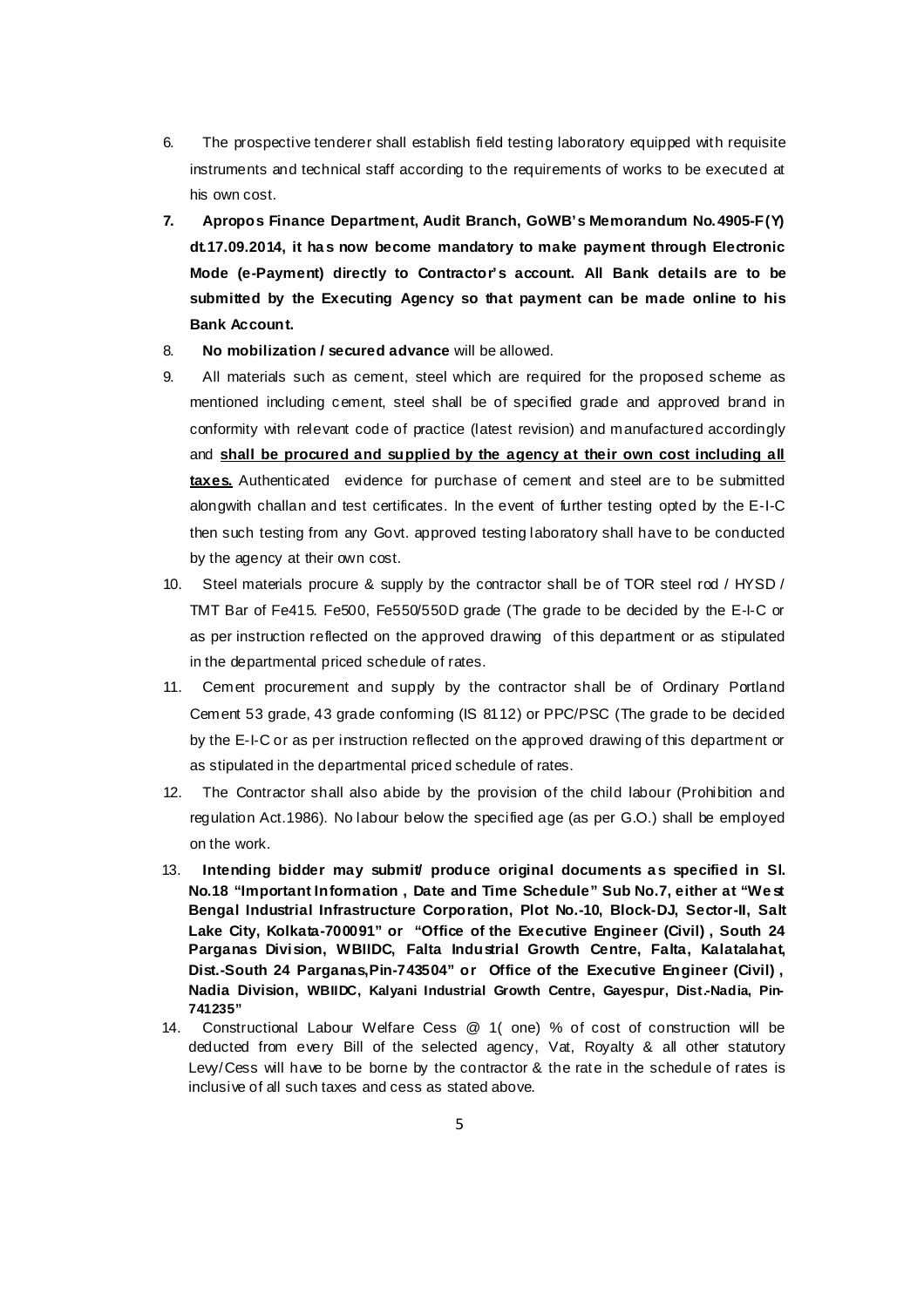6. The prospective tenderer shall establish field testing laboratory equipped with requisite instruments and technical staff according to the requirements of works to be executed at his own cost.

7. **Apropos Finance Department, Audit Branch, GoWB's Memorandum No.4905-F(Y) dt.17.09.2014, it has now become mandatory to make payment through Electronic Mode (e-Payment) directly to Contractor's account. All Bank details are to be submitted by the Executing Agency so that payment can be made online to his Bank Account.**

8. **No mobilization / secured advance** will be allowed.

9. All materials such as cement, steel which are required for the proposed scheme as mentioned including cement, steel shall be of specified grade and approved brand in conformity with relevant code of practice (latest revision) and manufactured accordingly and **<u>shall be procured and supplied by the agency at their own cost including all taxes.</u>** Authenticated evidence for purchase of cement and steel are to be submitted alongwith challan and test certificates. In the event of further testing opted by the E-I-C then such testing from any Govt. approved testing laboratory shall have to be conducted by the agency at their own cost.

10. Steel materials procure & supply by the contractor shall be of TOR steel rod / HYSD / TMT Bar of Fe415. Fe500, Fe550/550D grade (The grade to be decided by the E-I-C or as per instruction reflected on the approved drawing of this department or as stipulated in the departmental priced schedule of rates.

11. Cement procurement and supply by the contractor shall be of Ordinary Portland Cement 53 grade, 43 grade conforming (IS 8112) or PPC/PSC (The grade to be decided by the E-I-C or as per instruction reflected on the approved drawing of this department or as stipulated in the departmental priced schedule of rates.

12. The Contractor shall also abide by the provision of the child labour (Prohibition and regulation Act.1986). No labour below the specified age (as per G.O.) shall be employed on the work.

13. **Intending bidder may submit/ produce original documents as specified in Sl. No.18 "Important Information , Date and Time Schedule" Sub No.7, either at "West Bengal Industrial Infrastructure Corporation, Plot No.-10, Block-DJ, Sector-II, Salt Lake City, Kolkata-700091" or "Office of the Executive Engineer (Civil) , South 24 Parganas Division, WBIIDC, Falta Industrial Growth Centre, Falta, Kalatalahat, Dist.-South 24 Parganas,Pin-743504" or Office of the Executive Engineer (Civil) , Nadia Division, WBIIDC, Kalyani Industrial Growth Centre, Gayespur, Dist.-Nadia, Pin-741235"**

14. Constructional Labour Welfare Cess @ 1( one) % of cost of construction will be deducted from every Bill of the selected agency, Vat, Royalty & all other statutory Levy/Cess will have to be borne by the contractor & the rate in the schedule of rates is inclusive of all such taxes and cess as stated above.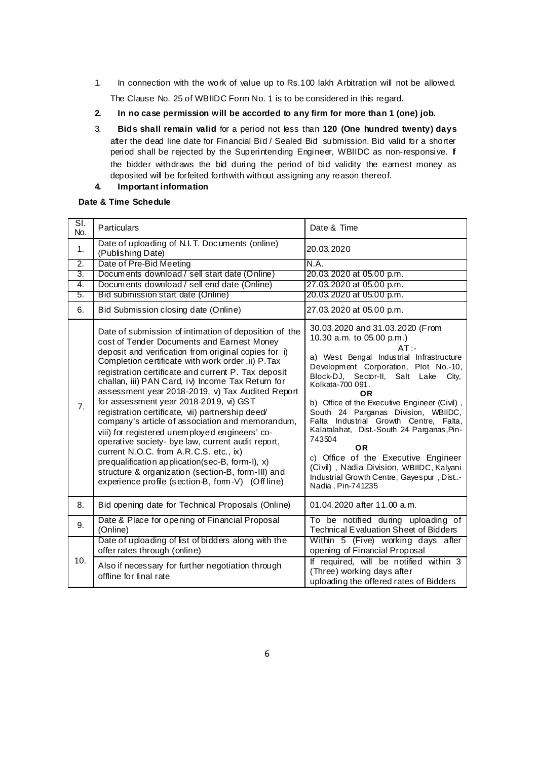1. In connection with the work of value up to Rs.100 lakh Arbitration will not be allowed. The Clause No. 25 of WBIIDC Form No. 1 is to be considered in this regard.

2. **In no case permission will be accorded to any firm for more than 1 (one) job.**

3. **Bids shall remain valid** for a period not less than **120 (One hundred twenty) days** after the dead line date for Financial Bid / Sealed Bid submission. Bid valid for a shorter period shall be rejected by the Superintending Engineer, WBIIDC as non-responsive. If the bidder withdraws the bid during the period of bid validity the earnest money as deposited will be forfeited forthwith without assigning any reason thereof.

4. **Important information**

**Date & Time Schedule**

| Sl. No. | Particulars | Date & Time |
|---|---|---|
| 1. | Date of uploading of N.I.T. Documents (online) (Publishing Date) | 20.03.2020 |
| 2. | Date of Pre-Bid Meeting | N.A. |
| 3. | Documents download / sell start date (Online) | 20.03.2020 at 05.00 p.m. |
| 4. | Documents download / sell end date (Online) | 27.03.2020 at 05.00 p.m. |
| 5. | Bid submission start date (Online) | 20.03.2020 at 05.00 p.m. |
| 6. | Bid Submission closing date (Online) | 27.03.2020 at 05.00 p.m. |
| 7. | Date of submission of intimation of deposition of the cost of Tender Documents and Earnest Money deposit and verification from original copies for i) Completion certificate with work order ,ii) P.Tax registration certificate and current P. Tax deposit challan, iii) PAN Card, iv) Income Tax Return for assessment year 2018-2019, v) Tax Audited Report for assessment year 2018-2019, vi) GST registration certificate, vii) partnership deed/ company's article of association and memorandum, viii) for registered unemployed engineers' co-operative society- bye law, current audit report, current N.O.C. from A.R.C.S. etc., ix) prequalification application(sec-B, form-I), x) structure & organization (section-B, form-III) and experience profile (section-B, form-V) (Offline) | 30.03.2020 and 31.03.2020 (From 10.30 a.m. to 05.00 p.m.) AT:- a) West Bengal Industrial Infrastructure Development Corporation, Plot No.-10, Block-DJ, Sector-II, Salt Lake City, Kolkata-700 091. **OR** b) Office of the Executive Engineer (Civil) , South 24 Parganas Division, WBIIDC, Falta Industrial Growth Centre, Falta, Kalatalahat, Dist.-South 24 Parganas,Pin-743504 **OR** c) Office of the Executive Engineer (Civil) , Nadia Division, WBIIDC, Kalyani Industrial Growth Centre, Gayespur , Dist..-Nadia , Pin-741235 |
| 8. | Bid opening date for Technical Proposals (Online) | 01.04.2020 after 11.00 a.m. |
| 9. | Date & Place for opening of Financial Proposal (Online) | To be notified during uploading of Technical Evaluation Sheet of Bidders |
| 10. | Date of uploading of list of bidders along with the offer rates through (online) | Within 5 (Five) working days after opening of Financial Proposal |
| | Also if necessary for further negotiation through offline for final rate | If required, will be notified within 3 (Three) working days after uploading the offered rates of Bidders |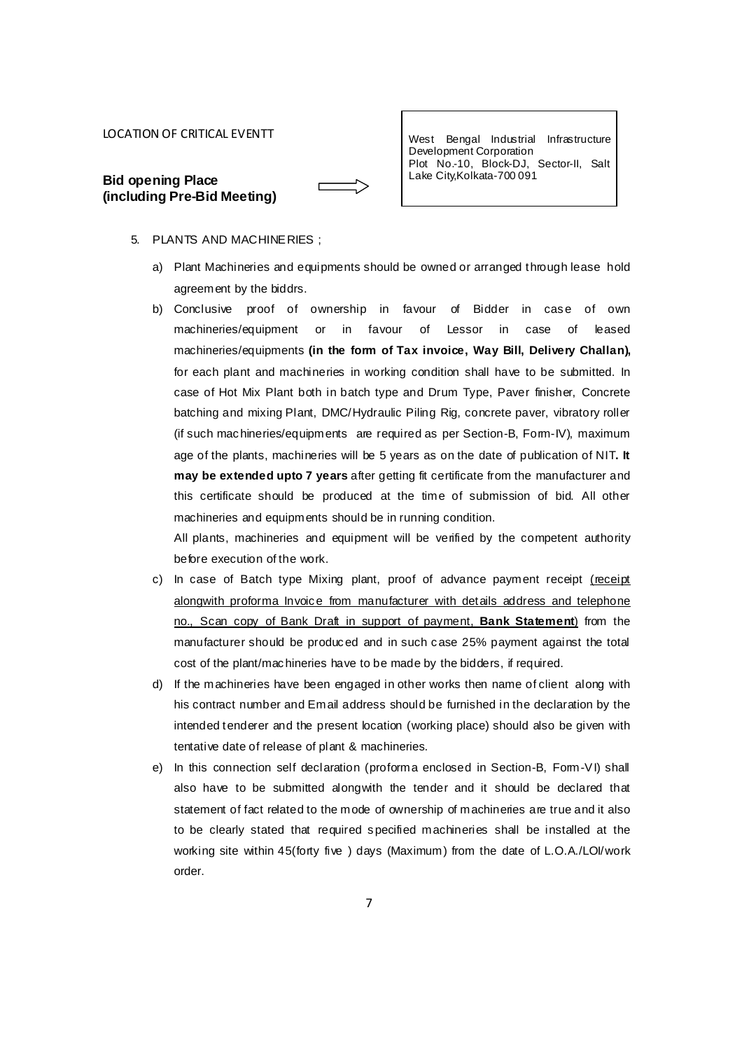LOCATION OF CRITICAL EVENTT

**Bid opening Place (including Pre-Bid Meeting)** → West Bengal Industrial Infrastructure Development Corporation Plot No.-10, Block-DJ, Sector-II, Salt Lake City,Kolkata-700 091

5. PLANTS AND MACHINERIES ;

   a) Plant Machineries and equipments should be owned or arranged through lease hold agreement by the biddrs.

   b) Conclusive proof of ownership in favour of Bidder in case of own machineries/equipment or in favour of Lessor in case of leased machineries/equipments **(in the form of Tax invoice, Way Bill, Delivery Challan),** for each plant and machineries in working condition shall have to be submitted. In case of Hot Mix Plant both in batch type and Drum Type, Paver finisher, Concrete batching and mixing Plant, DMC/Hydraulic Piling Rig, concrete paver, vibratory roller (if such machineries/equipments are required as per Section-B, Form-IV), maximum age of the plants, machineries will be 5 years as on the date of publication of NIT**. It may be extended upto 7 years** after getting fit certificate from the manufacturer and this certificate should be produced at the time of submission of bid. All other machineries and equipments should be in running condition.

      All plants, machineries and equipment will be verified by the competent authority before execution of the work.

   c) In case of Batch type Mixing plant, proof of advance payment receipt (receipt alongwith proforma Invoice from manufacturer with details address and telephone no., Scan copy of Bank Draft in support of payment, **Bank Statement**) from the manufacturer should be produced and in such case 25% payment against the total cost of the plant/machineries have to be made by the bidders, if required.

   d) If the machineries have been engaged in other works then name of client along with his contract number and Email address should be furnished in the declaration by the intended tenderer and the present location (working place) should also be given with tentative date of release of plant & machineries.

   e) In this connection self declaration (proforma enclosed in Section-B, Form-VI) shall also have to be submitted alongwith the tender and it should be declared that statement of fact related to the mode of ownership of machineries are true and it also to be clearly stated that required specified machineries shall be installed at the working site within 45(forty five ) days (Maximum) from the date of L.O.A./LOI/work order.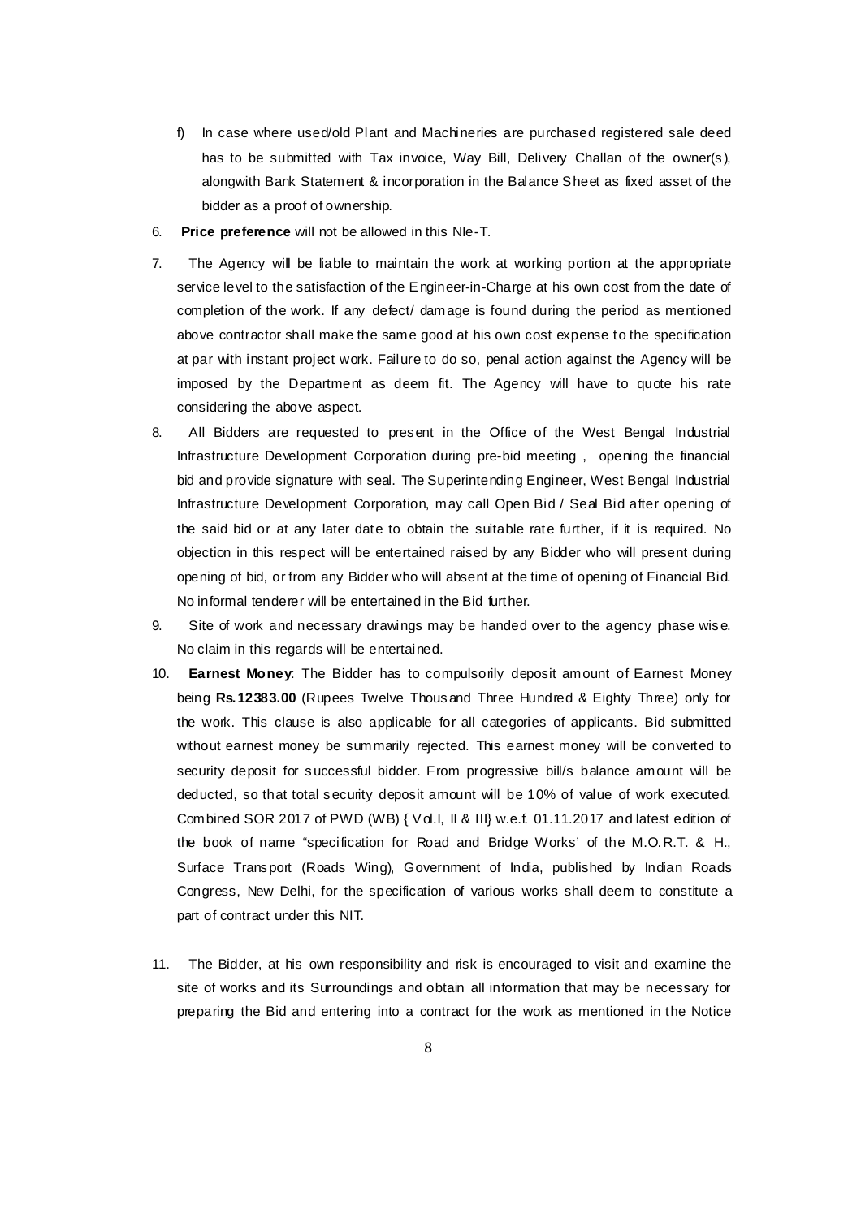f) In case where used/old Plant and Machineries are purchased registered sale deed has to be submitted with Tax invoice, Way Bill, Delivery Challan of the owner(s), alongwith Bank Statement & incorporation in the Balance Sheet as fixed asset of the bidder as a proof of ownership.

6. **Price preference** will not be allowed in this NIe-T.

7. The Agency will be liable to maintain the work at working portion at the appropriate service level to the satisfaction of the Engineer-in-Charge at his own cost from the date of completion of the work. If any defect/ damage is found during the period as mentioned above contractor shall make the same good at his own cost expense to the specification at par with instant project work. Failure to do so, penal action against the Agency will be imposed by the Department as deem fit. The Agency will have to quote his rate considering the above aspect.

8. All Bidders are requested to present in the Office of the West Bengal Industrial Infrastructure Development Corporation during pre-bid meeting , opening the financial bid and provide signature with seal. The Superintending Engineer, West Bengal Industrial Infrastructure Development Corporation, may call Open Bid / Seal Bid after opening of the said bid or at any later date to obtain the suitable rate further, if it is required. No objection in this respect will be entertained raised by any Bidder who will present during opening of bid, or from any Bidder who will absent at the time of opening of Financial Bid. No informal tenderer will be entertained in the Bid further.

9. Site of work and necessary drawings may be handed over to the agency phase wise. No claim in this regards will be entertained.

10. **Earnest Money**: The Bidder has to compulsorily deposit amount of Earnest Money being **Rs.12383.00** (Rupees Twelve Thousand Three Hundred & Eighty Three) only for the work. This clause is also applicable for all categories of applicants. Bid submitted without earnest money be summarily rejected. This earnest money will be converted to security deposit for successful bidder. From progressive bill/s balance amount will be deducted, so that total security deposit amount will be 10% of value of work executed. Combined SOR 2017 of PWD (WB) { Vol.I, II & III} w.e.f. 01.11.2017 and latest edition of the book of name "specification for Road and Bridge Works' of the M.O.R.T. & H., Surface Transport (Roads Wing), Government of India, published by Indian Roads Congress, New Delhi, for the specification of various works shall deem to constitute a part of contract under this NIT.

11. The Bidder, at his own responsibility and risk is encouraged to visit and examine the site of works and its Surroundings and obtain all information that may be necessary for preparing the Bid and entering into a contract for the work as mentioned in the Notice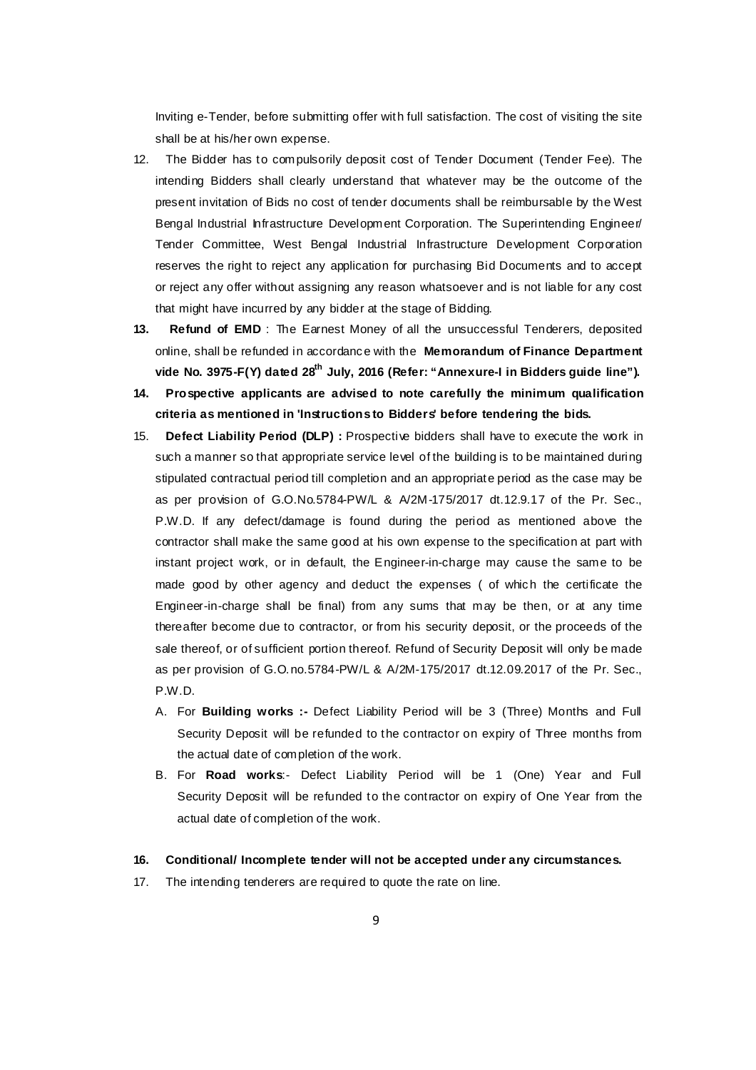Inviting e-Tender, before submitting offer with full satisfaction. The cost of visiting the site shall be at his/her own expense.

12. The Bidder has to compulsorily deposit cost of Tender Document (Tender Fee). The intending Bidders shall clearly understand that whatever may be the outcome of the present invitation of Bids no cost of tender documents shall be reimbursable by the West Bengal Industrial Infrastructure Development Corporation. The Superintending Engineer/ Tender Committee, West Bengal Industrial Infrastructure Development Corporation reserves the right to reject any application for purchasing Bid Documents and to accept or reject any offer without assigning any reason whatsoever and is not liable for any cost that might have incurred by any bidder at the stage of Bidding.

13. **Refund of EMD** : The Earnest Money of all the unsuccessful Tenderers, deposited online, shall be refunded in accordance with the **Memorandum of Finance Department vide No. 3975-F(Y) dated 28th July, 2016 (Refer: "Annexure-I in Bidders guide line").**

14. **Prospective applicants are advised to note carefully the minimum qualification criteria as mentioned in 'Instructions to Bidders' before tendering the bids.**

15. **Defect Liability Period (DLP) :** Prospective bidders shall have to execute the work in such a manner so that appropriate service level of the building is to be maintained during stipulated contractual period till completion and an appropriate period as the case may be as per provision of G.O.No.5784-PW/L & A/2M-175/2017 dt.12.9.17 of the Pr. Sec., P.W.D. If any defect/damage is found during the period as mentioned above the contractor shall make the same good at his own expense to the specification at part with instant project work, or in default, the Engineer-in-charge may cause the same to be made good by other agency and deduct the expenses ( of which the certificate the Engineer-in-charge shall be final) from any sums that may be then, or at any time thereafter become due to contractor, or from his security deposit, or the proceeds of the sale thereof, or of sufficient portion thereof. Refund of Security Deposit will only be made as per provision of G.O.no.5784-PW/L & A/2M-175/2017 dt.12.09.2017 of the Pr. Sec., P.W.D.

    A. For **Building works :-** Defect Liability Period will be 3 (Three) Months and Full Security Deposit will be refunded to the contractor on expiry of Three months from the actual date of completion of the work.

    B. For **Road works**:- Defect Liability Period will be 1 (One) Year and Full Security Deposit will be refunded to the contractor on expiry of One Year from the actual date of completion of the work.

16. **Conditional/ Incomplete tender will not be accepted under any circumstances.**

17. The intending tenderers are required to quote the rate on line.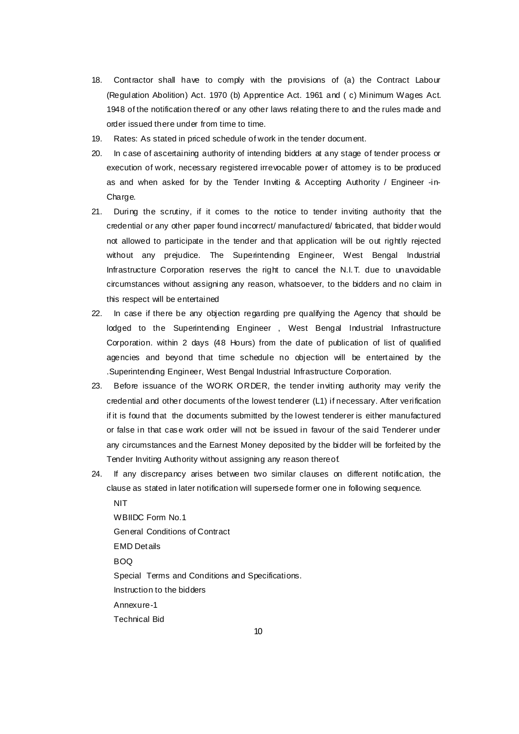18. Contractor shall have to comply with the provisions of (a) the Contract Labour (Regulation Abolition) Act. 1970 (b) Apprentice Act. 1961 and ( c) Minimum Wages Act. 1948 of the notification thereof or any other laws relating there to and the rules made and order issued there under from time to time.
19. Rates: As stated in priced schedule of work in the tender document.
20. In case of ascertaining authority of intending bidders at any stage of tender process or execution of work, necessary registered irrevocable power of attorney is to be produced as and when asked for by the Tender Inviting & Accepting Authority / Engineer -in-Charge.
21. During the scrutiny, if it comes to the notice to tender inviting authority that the credential or any other paper found incorrect/ manufactured/ fabricated, that bidder would not allowed to participate in the tender and that application will be out rightly rejected without any prejudice. The Superintending Engineer, West Bengal Industrial Infrastructure Corporation reserves the right to cancel the N.I.T. due to unavoidable circumstances without assigning any reason, whatsoever, to the bidders and no claim in this respect will be entertained
22. In case if there be any objection regarding pre qualifying the Agency that should be lodged to the Superintending Engineer , West Bengal Industrial Infrastructure Corporation. within 2 days (48 Hours) from the date of publication of list of qualified agencies and beyond that time schedule no objection will be entertained by the .Superintending Engineer, West Bengal Industrial Infrastructure Corporation.
23. Before issuance of the WORK ORDER, the tender inviting authority may verify the credential and other documents of the lowest tenderer (L1) if necessary. After verification if it is found that the documents submitted by the lowest tenderer is either manufactured or false in that case work order will not be issued in favour of the said Tenderer under any circumstances and the Earnest Money deposited by the bidder will be forfeited by the Tender Inviting Authority without assigning any reason thereof.
24. If any discrepancy arises between two similar clauses on different notification, the clause as stated in later notification will supersede former one in following sequence.

    NIT

    WBIIDC Form No.1

    General Conditions of Contract

    EMD Details

    BOQ

    Special Terms and Conditions and Specifications.

    Instruction to the bidders

    Annexure-1

    Technical Bid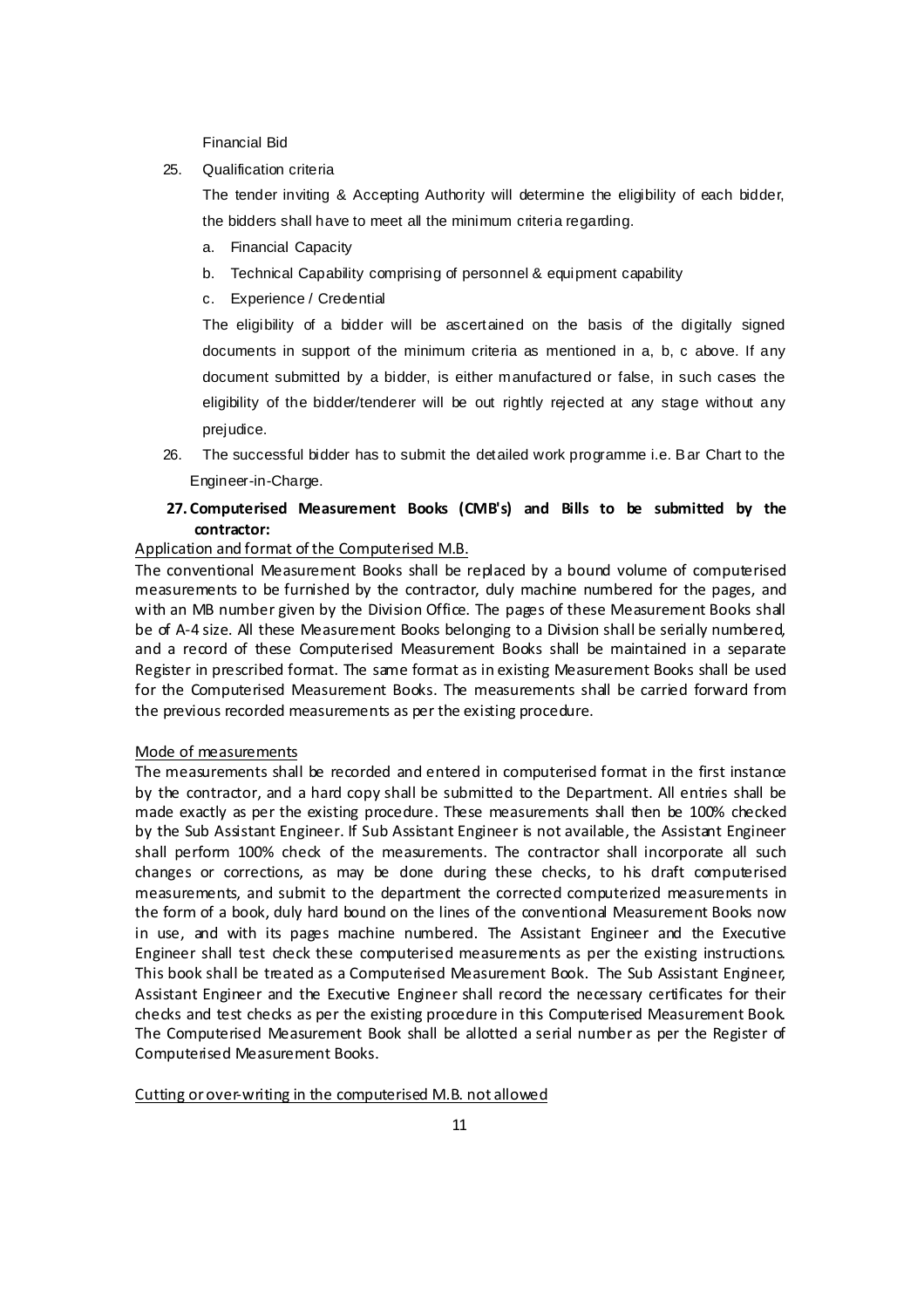Financial Bid

25. Qualification criteria

    The tender inviting & Accepting Authority will determine the eligibility of each bidder, the bidders shall have to meet all the minimum criteria regarding.

    a. Financial Capacity
    b. Technical Capability comprising of personnel & equipment capability
    c. Experience / Credential

    The eligibility of a bidder will be ascertained on the basis of the digitally signed documents in support of the minimum criteria as mentioned in a, b, c above. If any document submitted by a bidder, is either manufactured or false, in such cases the eligibility of the bidder/tenderer will be out rightly rejected at any stage without any prejudice.

26. The successful bidder has to submit the detailed work programme i.e. Bar Chart to the Engineer-in-Charge.

**27. Computerised Measurement Books (CMB's) and Bills to be submitted by the contractor:**

Application and format of the Computerised M.B.

The conventional Measurement Books shall be replaced by a bound volume of computerised measurements to be furnished by the contractor, duly machine numbered for the pages, and with an MB number given by the Division Office. The pages of these Measurement Books shall be of A-4 size. All these Measurement Books belonging to a Division shall be serially numbered, and a record of these Computerised Measurement Books shall be maintained in a separate Register in prescribed format. The same format as in existing Measurement Books shall be used for the Computerised Measurement Books. The measurements shall be carried forward from the previous recorded measurements as per the existing procedure.

Mode of measurements

The measurements shall be recorded and entered in computerised format in the first instance by the contractor, and a hard copy shall be submitted to the Department. All entries shall be made exactly as per the existing procedure. These measurements shall then be 100% checked by the Sub Assistant Engineer. If Sub Assistant Engineer is not available, the Assistant Engineer shall perform 100% check of the measurements. The contractor shall incorporate all such changes or corrections, as may be done during these checks, to his draft computerised measurements, and submit to the department the corrected computerized measurements in the form of a book, duly hard bound on the lines of the conventional Measurement Books now in use, and with its pages machine numbered. The Assistant Engineer and the Executive Engineer shall test check these computerised measurements as per the existing instructions. This book shall be treated as a Computerised Measurement Book. The Sub Assistant Engineer, Assistant Engineer and the Executive Engineer shall record the necessary certificates for their checks and test checks as per the existing procedure in this Computerised Measurement Book. The Computerised Measurement Book shall be allotted a serial number as per the Register of Computerised Measurement Books.

Cutting or over-writing in the computerised M.B. not allowed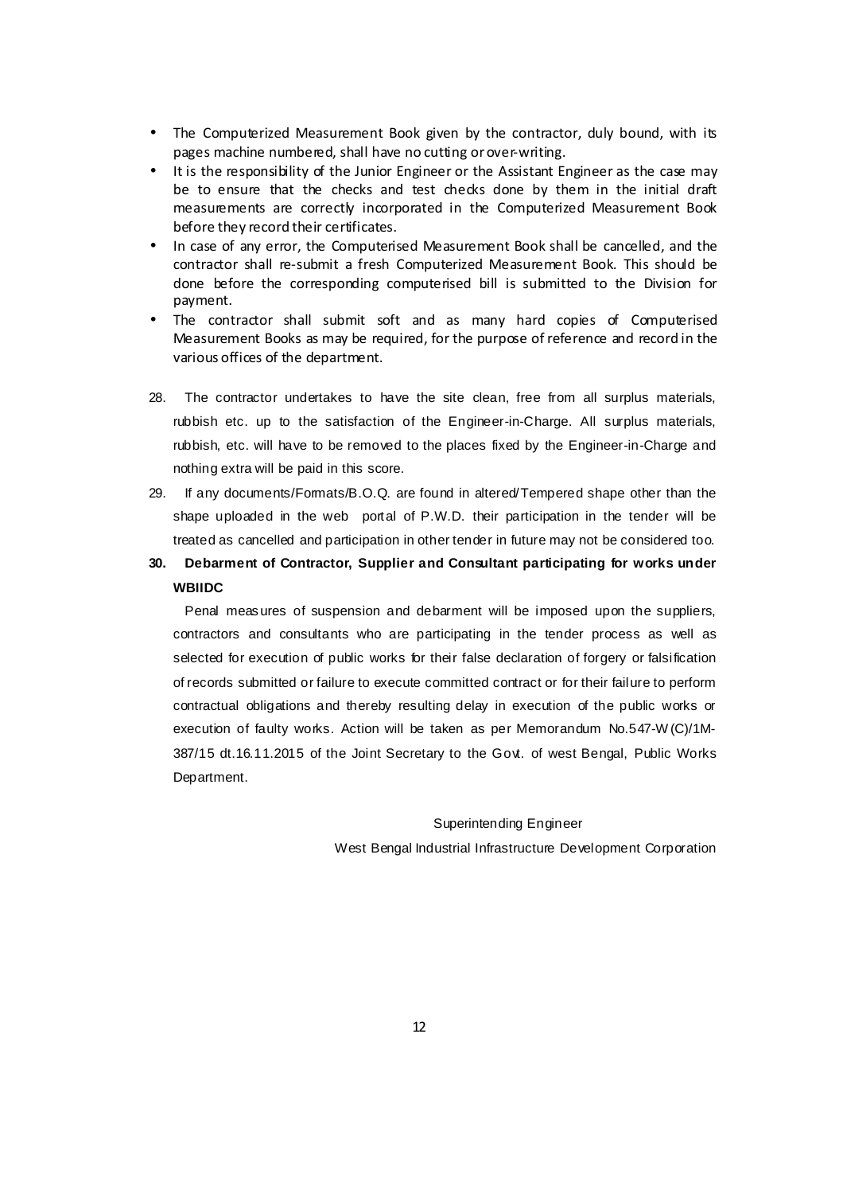- The Computerized Measurement Book given by the contractor, duly bound, with its pages machine numbered, shall have no cutting or over-writing.
- It is the responsibility of the Junior Engineer or the Assistant Engineer as the case may be to ensure that the checks and test checks done by them in the initial draft measurements are correctly incorporated in the Computerized Measurement Book before they record their certificates.
- In case of any error, the Computerised Measurement Book shall be cancelled, and the contractor shall re-submit a fresh Computerized Measurement Book. This should be done before the corresponding computerised bill is submitted to the Division for payment.
- The contractor shall submit soft and as many hard copies of Computerised Measurement Books as may be required, for the purpose of reference and record in the various offices of the department.

28. The contractor undertakes to have the site clean, free from all surplus materials, rubbish etc. up to the satisfaction of the Engineer-in-Charge. All surplus materials, rubbish, etc. will have to be removed to the places fixed by the Engineer-in-Charge and nothing extra will be paid in this score.

29. If any documents/Formats/B.O.Q. are found in altered/Tempered shape other than the shape uploaded in the web portal of P.W.D. their participation in the tender will be treated as cancelled and participation in other tender in future may not be considered too.

**30. Debarment of Contractor, Supplier and Consultant participating for works under WBIIDC**

Penal measures of suspension and debarment will be imposed upon the suppliers, contractors and consultants who are participating in the tender process as well as selected for execution of public works for their false declaration of forgery or falsification of records submitted or failure to execute committed contract or for their failure to perform contractual obligations and thereby resulting delay in execution of the public works or execution of faulty works. Action will be taken as per Memorandum No.547-W(C)/1M-387/15 dt.16.11.2015 of the Joint Secretary to the Govt. of west Bengal, Public Works Department.

Superintending Engineer

West Bengal Industrial Infrastructure Development Corporation